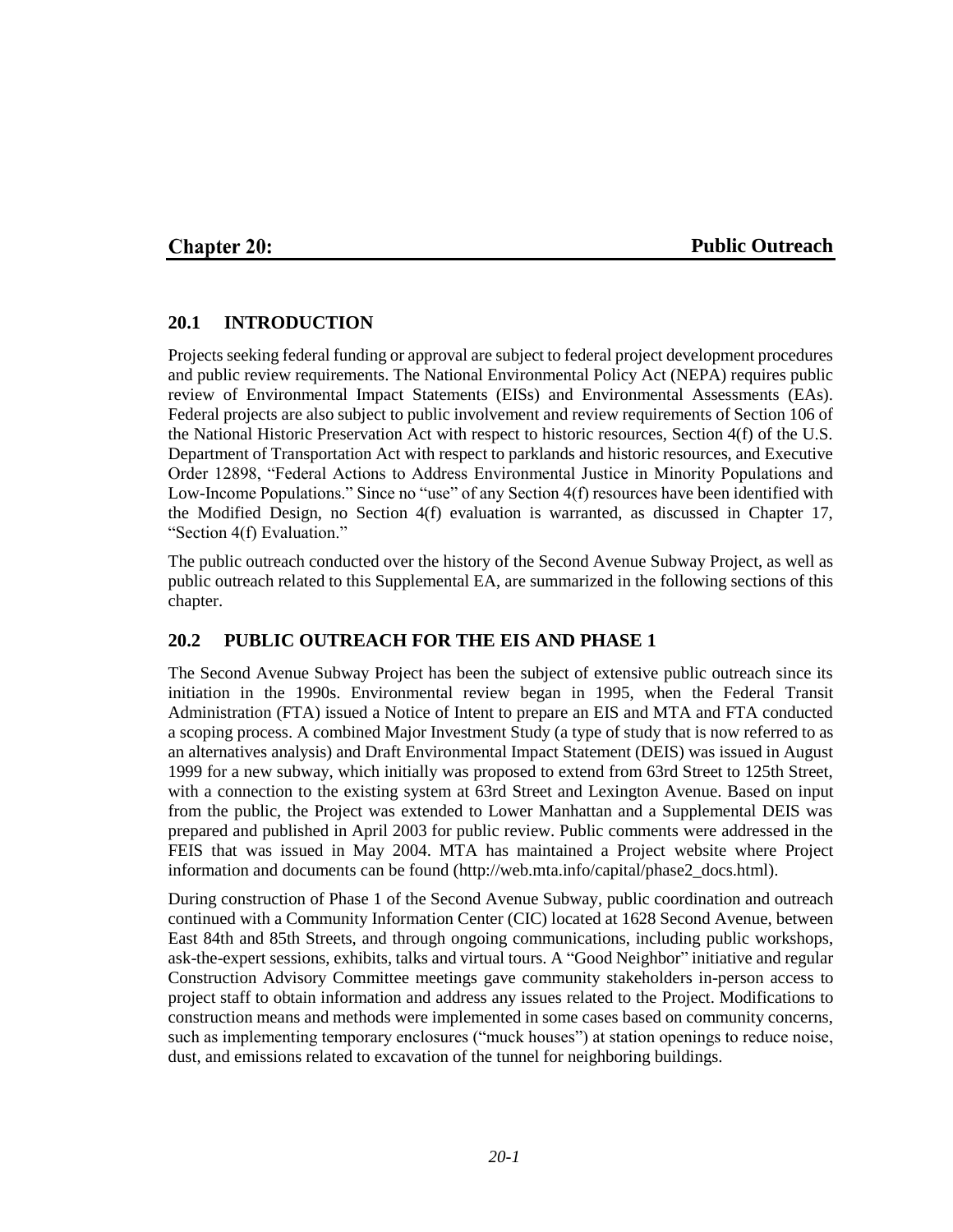# Chapter 20: Public Outreach

## 20.1 INTRODUCTION

Projects seeking federal funding or approval are subject to federal project development procedures and public review requirements. The National Environmental Policy Act (NEPA) requires public review of Environmental Impact Statements (EISs) and Environmental Assessments (EAs). Federal projects are also subject to public involvement and review requirements of Section 106 of the National Historic Preservation Act with respect to historic resources, Section 4(f) of the U.S. Department of Transportation Act with respect to parklands and historic resources, and Executive Order 12898, "Federal Actions to Address Environmental Justice in Minority Populations and Low-Income Populations." Since no "use" of any Section 4(f) resources have been identified with the Modified Design, no Section 4(f) evaluation is warranted, as discussed in Chapter 17, "Section 4(f) Evaluation."

The public outreach conducted over the history of the Second Avenue Subway Project, as well as public outreach related to this Supplemental EA, are summarized in the following sections of this chapter.

## 20.2 PUBLIC OUTREACH FOR THE EIS AND PHASE 1

The Second Avenue Subway Project has been the subject of extensive public outreach since its initiation in the 1990s. Environmental review began in 1995, when the Federal Transit Administration (FTA) issued a Notice of Intent to prepare an EIS and MTA and FTA conducted a scoping process. A combined Major Investment Study (a type of study that is now referred to as an alternatives analysis) and Draft Environmental Impact Statement (DEIS) was issued in August 1999 for a new subway, which initially was proposed to extend from 63rd Street to 125th Street, with a connection to the existing system at 63rd Street and Lexington Avenue. Based on input from the public, the Project was extended to Lower Manhattan and a Supplemental DEIS was prepared and published in April 2003 for public review. Public comments were addressed in the FEIS that was issued in May 2004. MTA has maintained a Project website where Project information and documents can be found (http://web.mta.info/capital/phase2_docs.html).

During construction of Phase 1 of the Second Avenue Subway, public coordination and outreach continued with a Community Information Center (CIC) located at 1628 Second Avenue, between East 84th and 85th Streets, and through ongoing communications, including public workshops, ask-the-expert sessions, exhibits, talks and virtual tours. A "Good Neighbor" initiative and regular Construction Advisory Committee meetings gave community stakeholders in-person access to project staff to obtain information and address any issues related to the Project. Modifications to construction means and methods were implemented in some cases based on community concerns, such as implementing temporary enclosures ("muck houses") at station openings to reduce noise, dust, and emissions related to excavation of the tunnel for neighboring buildings.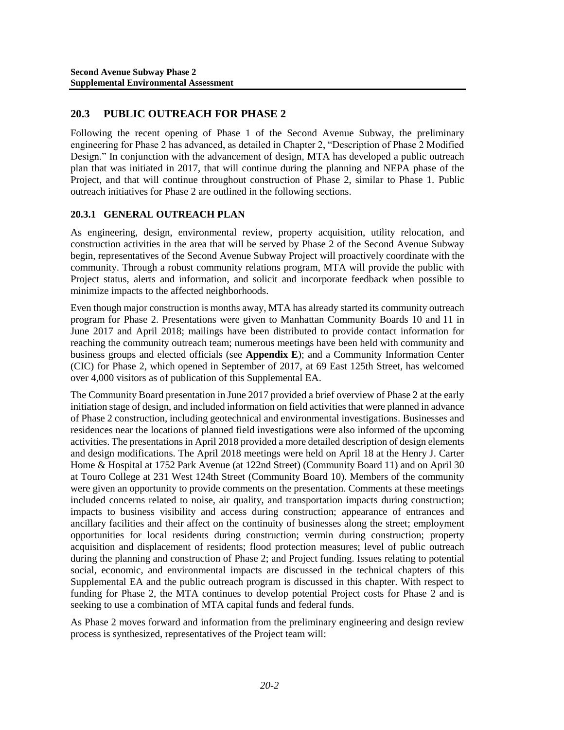## 20.3 PUBLIC OUTREACH FOR PHASE 2

Following the recent opening of Phase 1 of the Second Avenue Subway, the preliminary engineering for Phase 2 has advanced, as detailed in Chapter 2, "Description of Phase 2 Modified Design." In conjunction with the advancement of design, MTA has developed a public outreach plan that was initiated in 2017, that will continue during the planning and NEPA phase of the Project, and that will continue throughout construction of Phase 2, similar to Phase 1. Public outreach initiatives for Phase 2 are outlined in the following sections.

### 20.3.1 GENERAL OUTREACH PLAN

As engineering, design, environmental review, property acquisition, utility relocation, and construction activities in the area that will be served by Phase 2 of the Second Avenue Subway begin, representatives of the Second Avenue Subway Project will proactively coordinate with the community. Through a robust community relations program, MTA will provide the public with Project status, alerts and information, and solicit and incorporate feedback when possible to minimize impacts to the affected neighborhoods.

Even though major construction is months away, MTA has already started its community outreach program for Phase 2. Presentations were given to Manhattan Community Boards 10 and 11 in June 2017 and April 2018; mailings have been distributed to provide contact information for reaching the community outreach team; numerous meetings have been held with community and business groups and elected officials (see **Appendix E**); and a Community Information Center (CIC) for Phase 2, which opened in September of 2017, at 69 East 125th Street, has welcomed over 4,000 visitors as of publication of this Supplemental EA.

The Community Board presentation in June 2017 provided a brief overview of Phase 2 at the early initiation stage of design, and included information on field activities that were planned in advance of Phase 2 construction, including geotechnical and environmental investigations. Businesses and residences near the locations of planned field investigations were also informed of the upcoming activities. The presentations in April 2018 provided a more detailed description of design elements and design modifications. The April 2018 meetings were held on April 18 at the Henry J. Carter Home & Hospital at 1752 Park Avenue (at 122nd Street) (Community Board 11) and on April 30 at Touro College at 231 West 124th Street (Community Board 10). Members of the community were given an opportunity to provide comments on the presentation. Comments at these meetings included concerns related to noise, air quality, and transportation impacts during construction; impacts to business visibility and access during construction; appearance of entrances and ancillary facilities and their affect on the continuity of businesses along the street; employment opportunities for local residents during construction; vermin during construction; property acquisition and displacement of residents; flood protection measures; level of public outreach during the planning and construction of Phase 2; and Project funding. Issues relating to potential social, economic, and environmental impacts are discussed in the technical chapters of this Supplemental EA and the public outreach program is discussed in this chapter. With respect to funding for Phase 2, the MTA continues to develop potential Project costs for Phase 2 and is seeking to use a combination of MTA capital funds and federal funds.

As Phase 2 moves forward and information from the preliminary engineering and design review process is synthesized, representatives of the Project team will: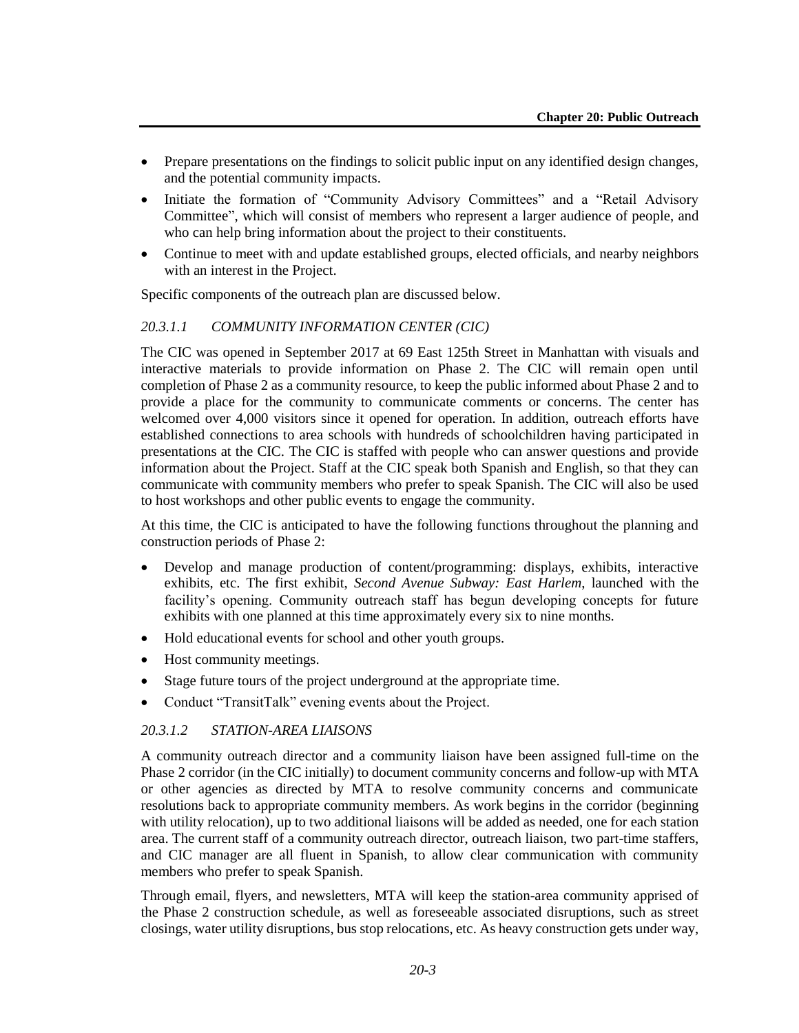- Prepare presentations on the findings to solicit public input on any identified design changes, and the potential community impacts.
- Initiate the formation of "Community Advisory Committees" and a "Retail Advisory Committee", which will consist of members who represent a larger audience of people, and who can help bring information about the project to their constituents.
- Continue to meet with and update established groups, elected officials, and nearby neighbors with an interest in the Project.

Specific components of the outreach plan are discussed below.

### *20.3.1.1 COMMUNITY INFORMATION CENTER (CIC)*

The CIC was opened in September 2017 at 69 East 125th Street in Manhattan with visuals and interactive materials to provide information on Phase 2. The CIC will remain open until completion of Phase 2 as a community resource, to keep the public informed about Phase 2 and to provide a place for the community to communicate comments or concerns. The center has welcomed over 4,000 visitors since it opened for operation. In addition, outreach efforts have established connections to area schools with hundreds of schoolchildren having participated in presentations at the CIC. The CIC is staffed with people who can answer questions and provide information about the Project. Staff at the CIC speak both Spanish and English, so that they can communicate with community members who prefer to speak Spanish. The CIC will also be used to host workshops and other public events to engage the community.

At this time, the CIC is anticipated to have the following functions throughout the planning and construction periods of Phase 2:

- Develop and manage production of content/programming: displays, exhibits, interactive exhibits, etc. The first exhibit, *Second Avenue Subway: East Harlem*, launched with the facility's opening. Community outreach staff has begun developing concepts for future exhibits with one planned at this time approximately every six to nine months.
- Hold educational events for school and other youth groups.
- Host community meetings.
- Stage future tours of the project underground at the appropriate time.
- Conduct "TransitTalk" evening events about the Project.

### *20.3.1.2 STATION-AREA LIAISONS*

A community outreach director and a community liaison have been assigned full-time on the Phase 2 corridor (in the CIC initially) to document community concerns and follow-up with MTA or other agencies as directed by MTA to resolve community concerns and communicate resolutions back to appropriate community members. As work begins in the corridor (beginning with utility relocation), up to two additional liaisons will be added as needed, one for each station area. The current staff of a community outreach director, outreach liaison, two part-time staffers, and CIC manager are all fluent in Spanish, to allow clear communication with community members who prefer to speak Spanish.

Through email, flyers, and newsletters, MTA will keep the station-area community apprised of the Phase 2 construction schedule, as well as foreseeable associated disruptions, such as street closings, water utility disruptions, bus stop relocations, etc. As heavy construction gets under way,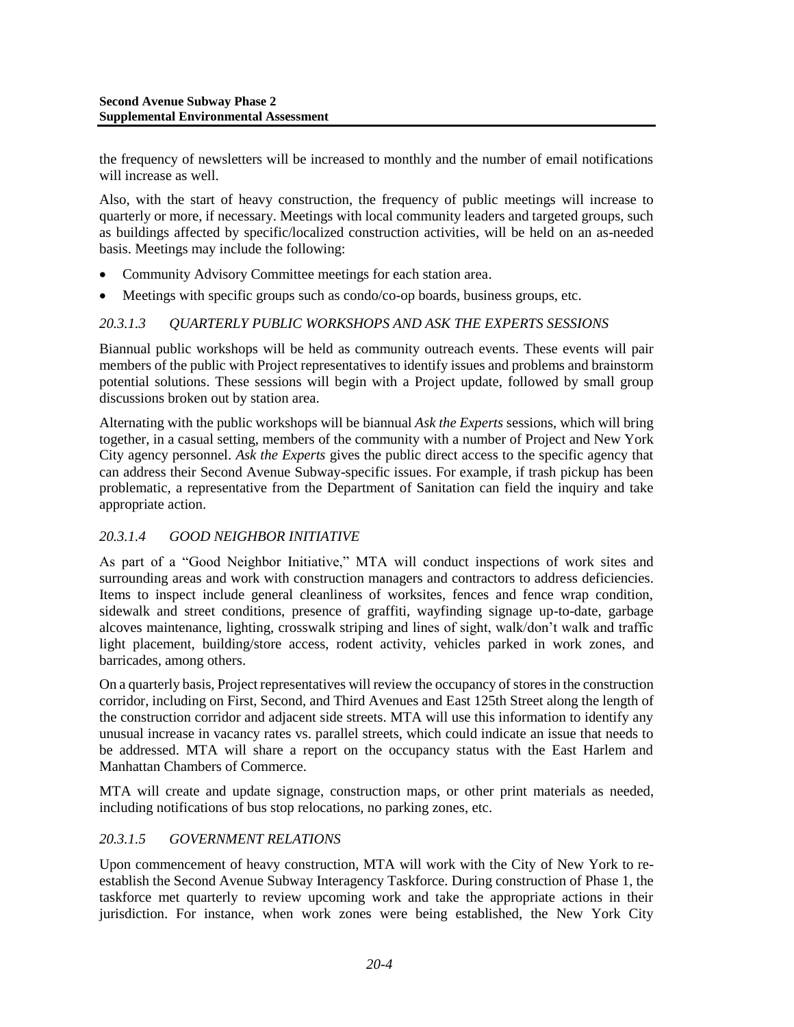the frequency of newsletters will be increased to monthly and the number of email notifications will increase as well.

Also, with the start of heavy construction, the frequency of public meetings will increase to quarterly or more, if necessary. Meetings with local community leaders and targeted groups, such as buildings affected by specific/localized construction activities, will be held on an as-needed basis. Meetings may include the following:

- Community Advisory Committee meetings for each station area.
- Meetings with specific groups such as condo/co-op boards, business groups, etc.

#### *20.3.1.3 QUARTERLY PUBLIC WORKSHOPS AND ASK THE EXPERTS SESSIONS*

Biannual public workshops will be held as community outreach events. These events will pair members of the public with Project representatives to identify issues and problems and brainstorm potential solutions. These sessions will begin with a Project update, followed by small group discussions broken out by station area.

Alternating with the public workshops will be biannual *Ask the Experts* sessions, which will bring together, in a casual setting, members of the community with a number of Project and New York City agency personnel. *Ask the Experts* gives the public direct access to the specific agency that can address their Second Avenue Subway-specific issues. For example, if trash pickup has been problematic, a representative from the Department of Sanitation can field the inquiry and take appropriate action.

#### *20.3.1.4 GOOD NEIGHBOR INITIATIVE*

As part of a "Good Neighbor Initiative," MTA will conduct inspections of work sites and surrounding areas and work with construction managers and contractors to address deficiencies. Items to inspect include general cleanliness of worksites, fences and fence wrap condition, sidewalk and street conditions, presence of graffiti, wayfinding signage up-to-date, garbage alcoves maintenance, lighting, crosswalk striping and lines of sight, walk/don't walk and traffic light placement, building/store access, rodent activity, vehicles parked in work zones, and barricades, among others.

On a quarterly basis, Project representatives will review the occupancy of stores in the construction corridor, including on First, Second, and Third Avenues and East 125th Street along the length of the construction corridor and adjacent side streets. MTA will use this information to identify any unusual increase in vacancy rates vs. parallel streets, which could indicate an issue that needs to be addressed. MTA will share a report on the occupancy status with the East Harlem and Manhattan Chambers of Commerce.

MTA will create and update signage, construction maps, or other print materials as needed, including notifications of bus stop relocations, no parking zones, etc.

#### *20.3.1.5 GOVERNMENT RELATIONS*

Upon commencement of heavy construction, MTA will work with the City of New York to re-establish the Second Avenue Subway Interagency Taskforce. During construction of Phase 1, the taskforce met quarterly to review upcoming work and take the appropriate actions in their jurisdiction. For instance, when work zones were being established, the New York City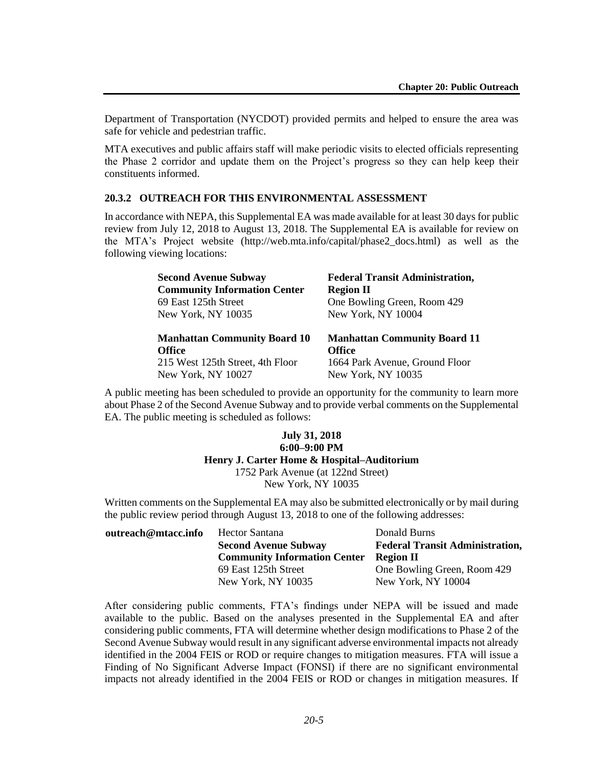Department of Transportation (NYCDOT) provided permits and helped to ensure the area was safe for vehicle and pedestrian traffic.

MTA executives and public affairs staff will make periodic visits to elected officials representing the Phase 2 corridor and update them on the Project's progress so they can help keep their constituents informed.

### 20.3.2 OUTREACH FOR THIS ENVIRONMENTAL ASSESSMENT

In accordance with NEPA, this Supplemental EA was made available for at least 30 days for public review from July 12, 2018 to August 13, 2018. The Supplemental EA is available for review on the MTA's Project website (http://web.mta.info/capital/phase2_docs.html) as well as the following viewing locations:

**Second Avenue Subway Community Information Center**
69 East 125th Street
New York, NY 10035

**Federal Transit Administration, Region II**
One Bowling Green, Room 429
New York, NY 10004

**Manhattan Community Board 10 Office**
215 West 125th Street, 4th Floor
New York, NY 10027

**Manhattan Community Board 11 Office**
1664 Park Avenue, Ground Floor
New York, NY 10035

A public meeting has been scheduled to provide an opportunity for the community to learn more about Phase 2 of the Second Avenue Subway and to provide verbal comments on the Supplemental EA. The public meeting is scheduled as follows:

**July 31, 2018**
**6:00–9:00 PM**
**Henry J. Carter Home & Hospital–Auditorium**
1752 Park Avenue (at 122nd Street)
New York, NY 10035

Written comments on the Supplemental EA may also be submitted electronically or by mail during the public review period through August 13, 2018 to one of the following addresses:

**outreach@mtacc.info**

Hector Santana
**Second Avenue Subway Community Information Center**
69 East 125th Street
New York, NY 10035

Donald Burns
**Federal Transit Administration, Region II**
One Bowling Green, Room 429
New York, NY 10004

After considering public comments, FTA's findings under NEPA will be issued and made available to the public. Based on the analyses presented in the Supplemental EA and after considering public comments, FTA will determine whether design modifications to Phase 2 of the Second Avenue Subway would result in any significant adverse environmental impacts not already identified in the 2004 FEIS or ROD or require changes to mitigation measures. FTA will issue a Finding of No Significant Adverse Impact (FONSI) if there are no significant environmental impacts not already identified in the 2004 FEIS or ROD or changes in mitigation measures. If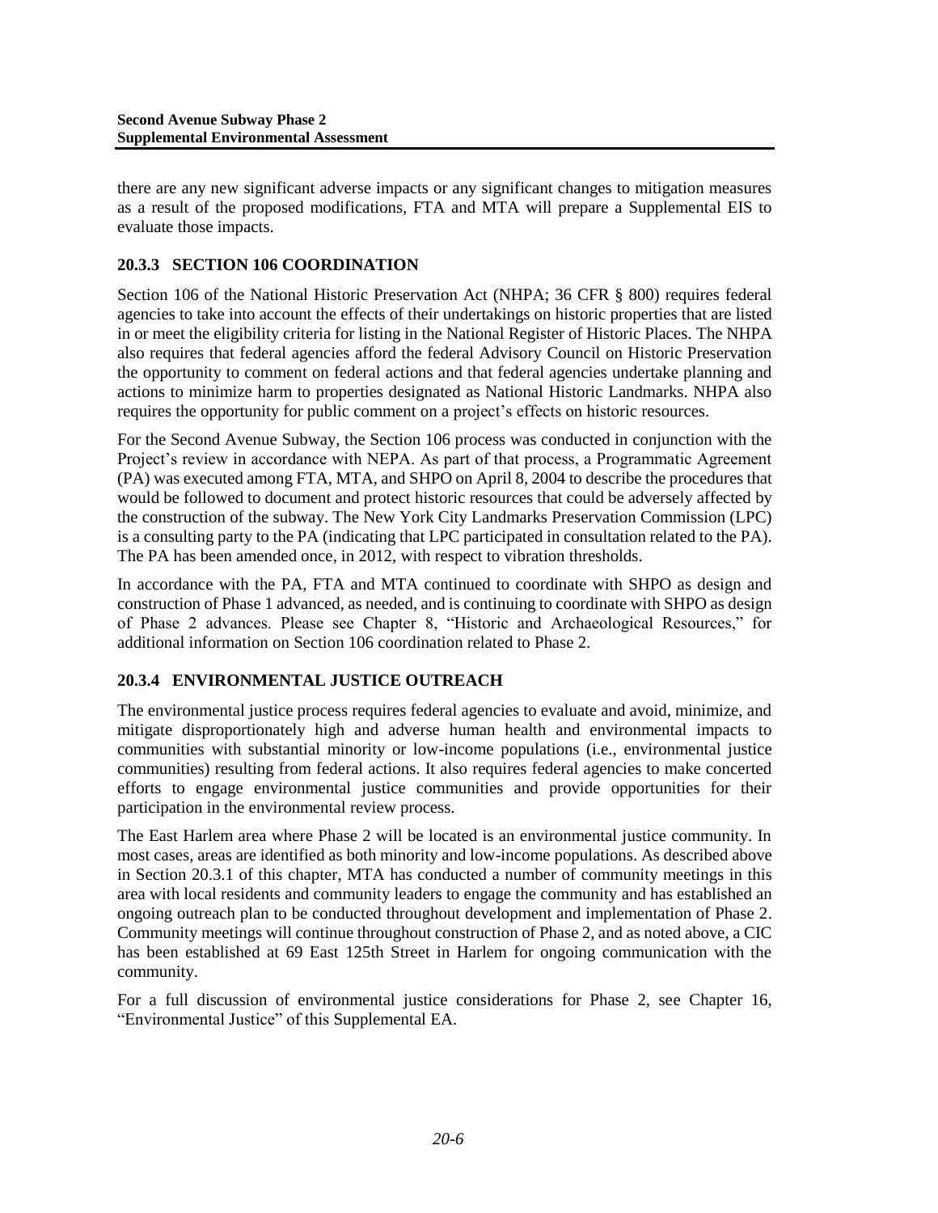there are any new significant adverse impacts or any significant changes to mitigation measures as a result of the proposed modifications, FTA and MTA will prepare a Supplemental EIS to evaluate those impacts.

### 20.3.3 SECTION 106 COORDINATION

Section 106 of the National Historic Preservation Act (NHPA; 36 CFR § 800) requires federal agencies to take into account the effects of their undertakings on historic properties that are listed in or meet the eligibility criteria for listing in the National Register of Historic Places. The NHPA also requires that federal agencies afford the federal Advisory Council on Historic Preservation the opportunity to comment on federal actions and that federal agencies undertake planning and actions to minimize harm to properties designated as National Historic Landmarks. NHPA also requires the opportunity for public comment on a project's effects on historic resources.

For the Second Avenue Subway, the Section 106 process was conducted in conjunction with the Project's review in accordance with NEPA. As part of that process, a Programmatic Agreement (PA) was executed among FTA, MTA, and SHPO on April 8, 2004 to describe the procedures that would be followed to document and protect historic resources that could be adversely affected by the construction of the subway. The New York City Landmarks Preservation Commission (LPC) is a consulting party to the PA (indicating that LPC participated in consultation related to the PA). The PA has been amended once, in 2012, with respect to vibration thresholds.

In accordance with the PA, FTA and MTA continued to coordinate with SHPO as design and construction of Phase 1 advanced, as needed, and is continuing to coordinate with SHPO as design of Phase 2 advances. Please see Chapter 8, "Historic and Archaeological Resources," for additional information on Section 106 coordination related to Phase 2.

### 20.3.4 ENVIRONMENTAL JUSTICE OUTREACH

The environmental justice process requires federal agencies to evaluate and avoid, minimize, and mitigate disproportionately high and adverse human health and environmental impacts to communities with substantial minority or low-income populations (i.e., environmental justice communities) resulting from federal actions. It also requires federal agencies to make concerted efforts to engage environmental justice communities and provide opportunities for their participation in the environmental review process.

The East Harlem area where Phase 2 will be located is an environmental justice community. In most cases, areas are identified as both minority and low-income populations. As described above in Section 20.3.1 of this chapter, MTA has conducted a number of community meetings in this area with local residents and community leaders to engage the community and has established an ongoing outreach plan to be conducted throughout development and implementation of Phase 2. Community meetings will continue throughout construction of Phase 2, and as noted above, a CIC has been established at 69 East 125th Street in Harlem for ongoing communication with the community.

For a full discussion of environmental justice considerations for Phase 2, see Chapter 16, "Environmental Justice" of this Supplemental EA.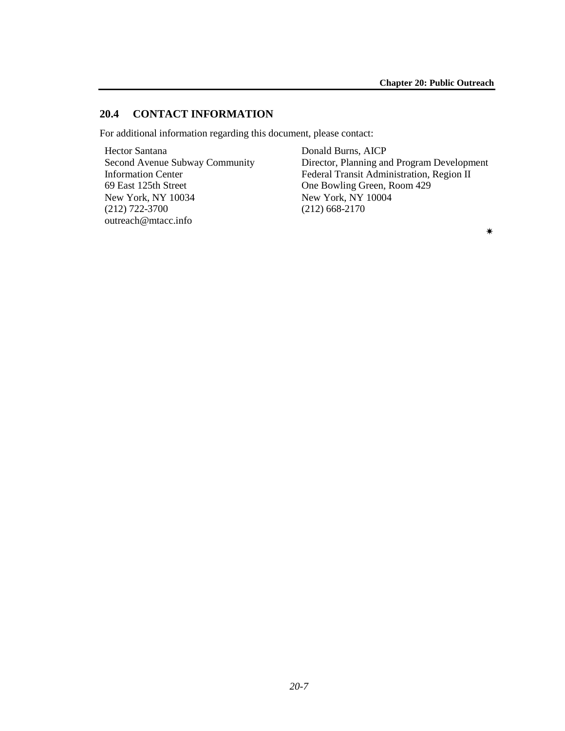## 20.4 CONTACT INFORMATION

For additional information regarding this document, please contact:

Hector Santana
Second Avenue Subway Community Information Center
69 East 125th Street
New York, NY 10034
(212) 722-3700
outreach@mtacc.info

Donald Burns, AICP
Director, Planning and Program Development
Federal Transit Administration, Region II
One Bowling Green, Room 429
New York, NY 10004
(212) 668-2170

✴